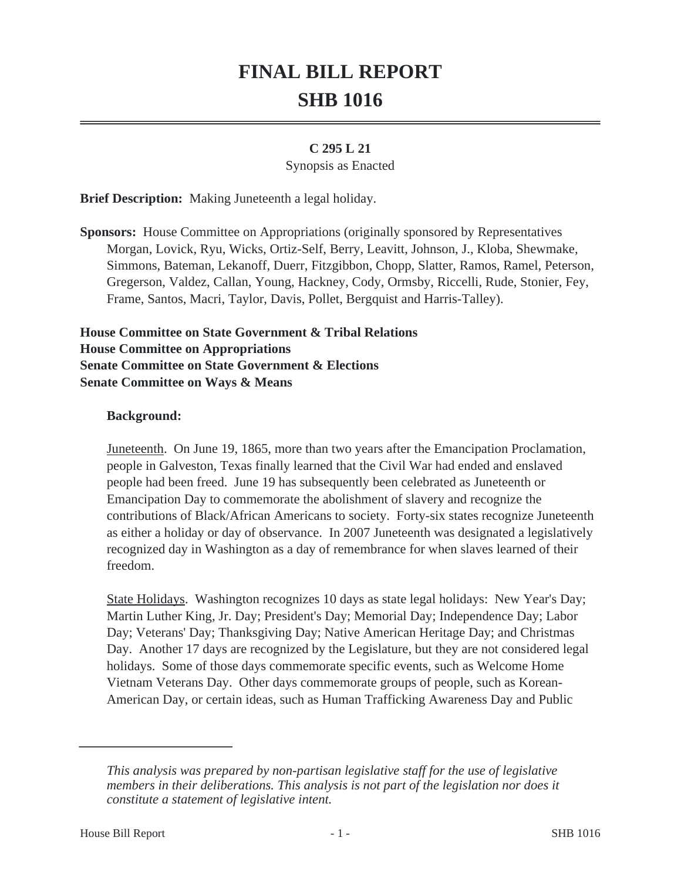# FINAL BILL REPORT
# SHB 1016

**C 295 L 21**

Synopsis as Enacted

**Brief Description:** Making Juneteenth a legal holiday.

**Sponsors:** House Committee on Appropriations (originally sponsored by Representatives Morgan, Lovick, Ryu, Wicks, Ortiz-Self, Berry, Leavitt, Johnson, J., Kloba, Shewmake, Simmons, Bateman, Lekanoff, Duerr, Fitzgibbon, Chopp, Slatter, Ramos, Ramel, Peterson, Gregerson, Valdez, Callan, Young, Hackney, Cody, Ormsby, Riccelli, Rude, Stonier, Fey, Frame, Santos, Macri, Taylor, Davis, Pollet, Bergquist and Harris-Talley).

**House Committee on State Government & Tribal Relations**
**House Committee on Appropriations**
**Senate Committee on State Government & Elections**
**Senate Committee on Ways & Means**

**Background:**

Juneteenth. On June 19, 1865, more than two years after the Emancipation Proclamation, people in Galveston, Texas finally learned that the Civil War had ended and enslaved people had been freed. June 19 has subsequently been celebrated as Juneteenth or Emancipation Day to commemorate the abolishment of slavery and recognize the contributions of Black/African Americans to society. Forty-six states recognize Juneteenth as either a holiday or day of observance. In 2007 Juneteenth was designated a legislatively recognized day in Washington as a day of remembrance for when slaves learned of their freedom.

State Holidays. Washington recognizes 10 days as state legal holidays: New Year's Day; Martin Luther King, Jr. Day; President's Day; Memorial Day; Independence Day; Labor Day; Veterans' Day; Thanksgiving Day; Native American Heritage Day; and Christmas Day. Another 17 days are recognized by the Legislature, but they are not considered legal holidays. Some of those days commemorate specific events, such as Welcome Home Vietnam Veterans Day. Other days commemorate groups of people, such as Korean-American Day, or certain ideas, such as Human Trafficking Awareness Day and Public

*This analysis was prepared by non-partisan legislative staff for the use of legislative members in their deliberations. This analysis is not part of the legislation nor does it constitute a statement of legislative intent.*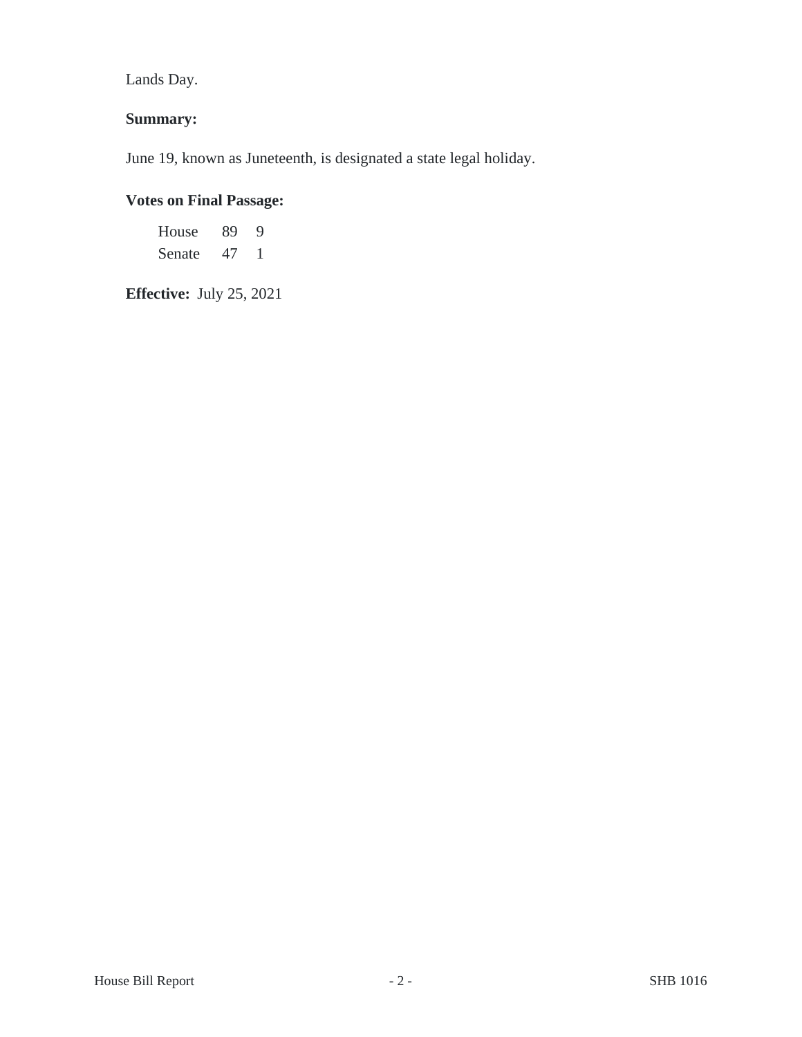Lands Day.

**Summary:**

June 19, known as Juneteenth, is designated a state legal holiday.

**Votes on Final Passage:**

| | | |
|---|---|---|
| House | 89 | 9 |
| Senate | 47 | 1 |

**Effective:** July 25, 2021